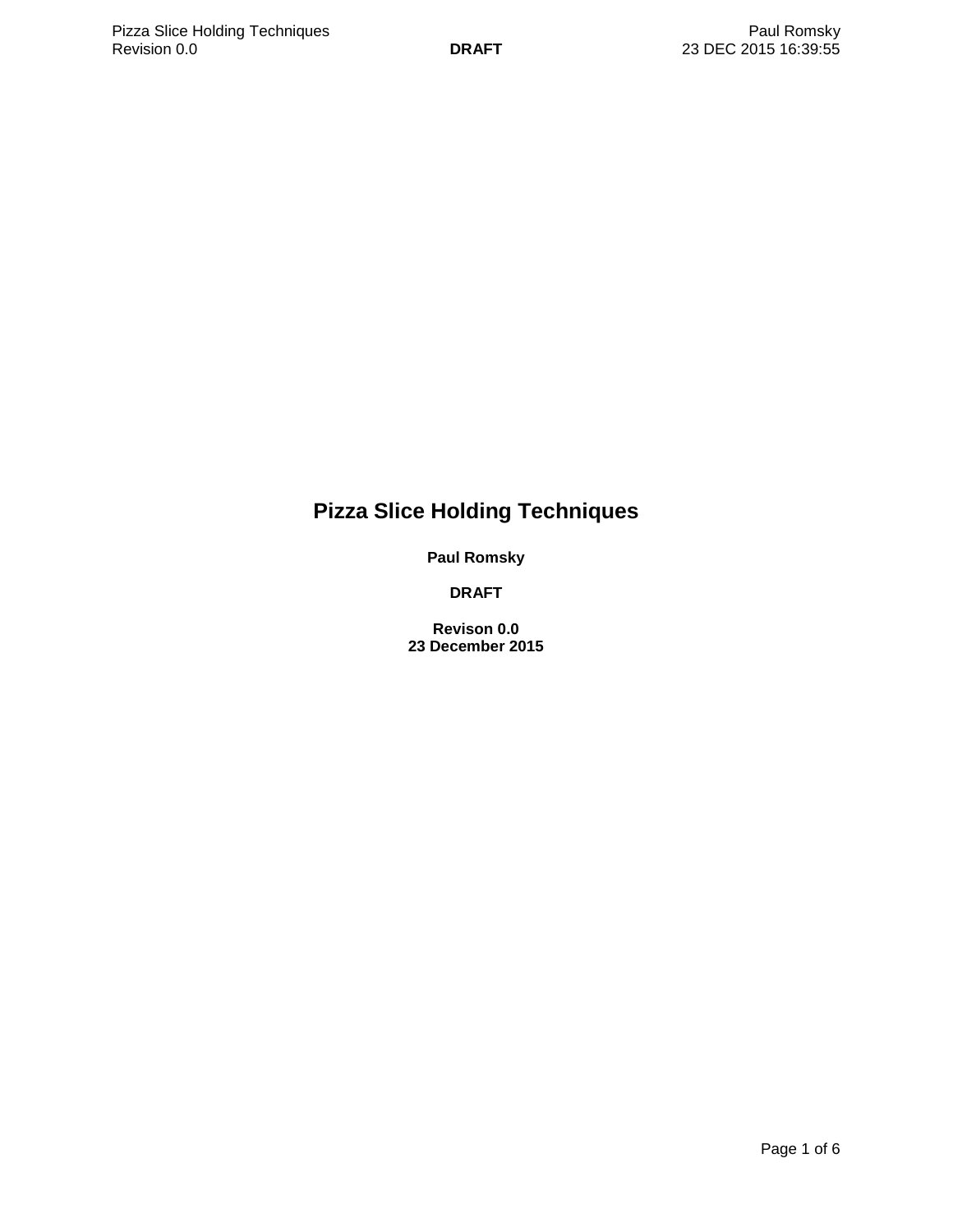# Pizza Slice Holding Techniques

**Paul Romsky**

**DRAFT**

**Revison 0.0**
**23 December 2015**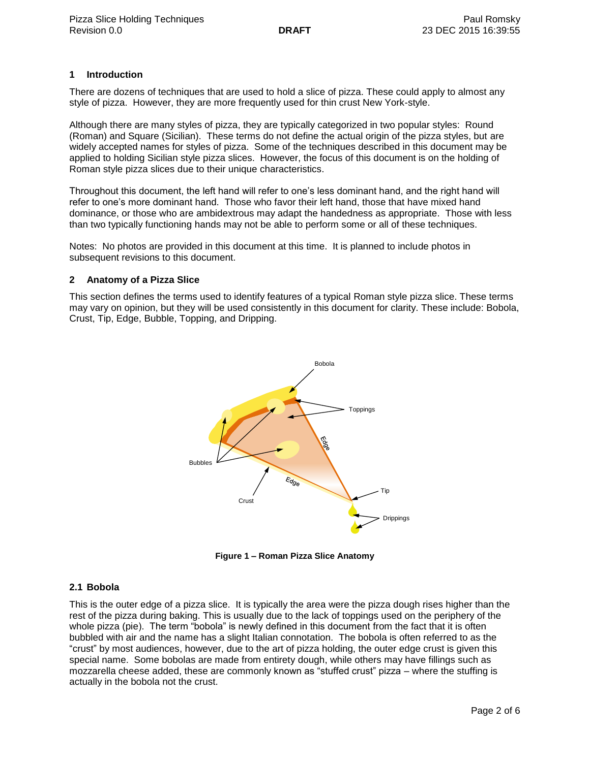## 1 Introduction

There are dozens of techniques that are used to hold a slice of pizza. These could apply to almost any style of pizza. However, they are more frequently used for thin crust New York-style.

Although there are many styles of pizza, they are typically categorized in two popular styles: Round (Roman) and Square (Sicilian). These terms do not define the actual origin of the pizza styles, but are widely accepted names for styles of pizza. Some of the techniques described in this document may be applied to holding Sicilian style pizza slices. However, the focus of this document is on the holding of Roman style pizza slices due to their unique characteristics.

Throughout this document, the left hand will refer to one's less dominant hand, and the right hand will refer to one's more dominant hand. Those who favor their left hand, those that have mixed hand dominance, or those who are ambidextrous may adapt the handedness as appropriate. Those with less than two typically functioning hands may not be able to perform some or all of these techniques.

Notes: No photos are provided in this document at this time. It is planned to include photos in subsequent revisions to this document.

## 2 Anatomy of a Pizza Slice

This section defines the terms used to identify features of a typical Roman style pizza slice. These terms may vary on opinion, but they will be used consistently in this document for clarity. These include: Bobola, Crust, Tip, Edge, Bubble, Topping, and Dripping.

**Figure 1 – Roman Pizza Slice Anatomy**

### 2.1 Bobola

This is the outer edge of a pizza slice. It is typically the area were the pizza dough rises higher than the rest of the pizza during baking. This is usually due to the lack of toppings used on the periphery of the whole pizza (pie). The term "bobola" is newly defined in this document from the fact that it is often bubbled with air and the name has a slight Italian connotation. The bobola is often referred to as the "crust" by most audiences, however, due to the art of pizza holding, the outer edge crust is given this special name. Some bobolas are made from entirety dough, while others may have fillings such as mozzarella cheese added, these are commonly known as "stuffed crust" pizza – where the stuffing is actually in the bobola not the crust.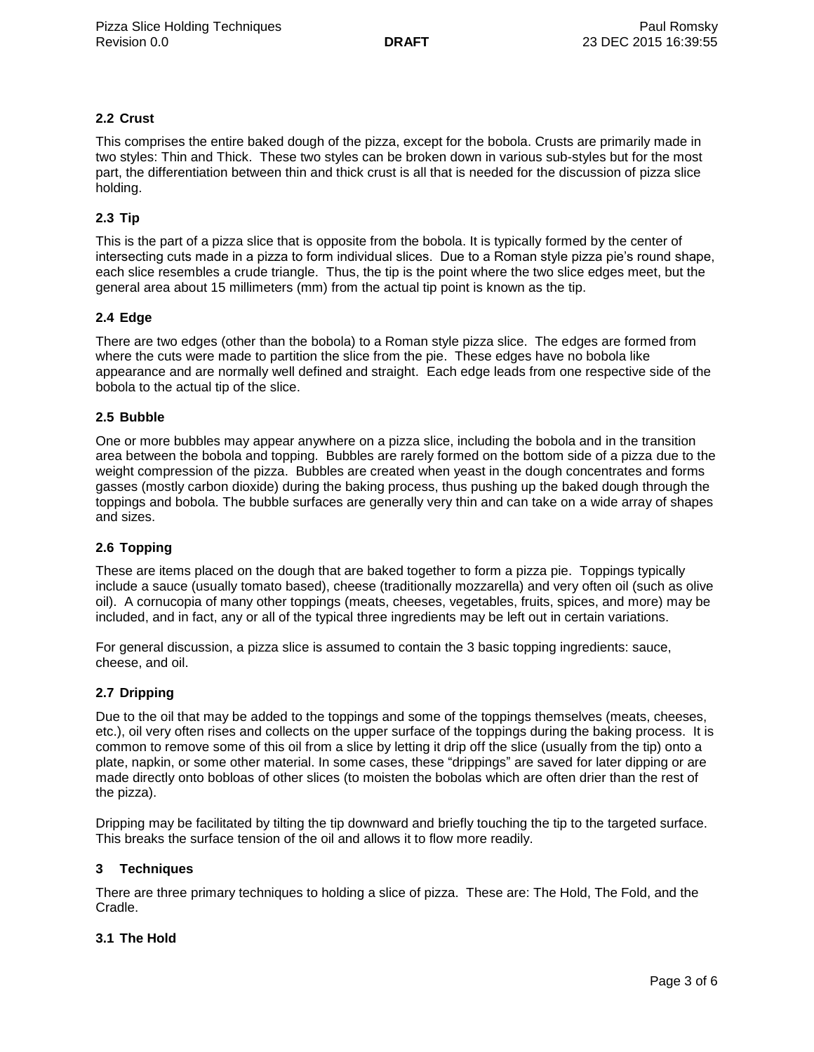### 2.2 Crust

This comprises the entire baked dough of the pizza, except for the bobola. Crusts are primarily made in two styles: Thin and Thick. These two styles can be broken down in various sub-styles but for the most part, the differentiation between thin and thick crust is all that is needed for the discussion of pizza slice holding.

### 2.3 Tip

This is the part of a pizza slice that is opposite from the bobola. It is typically formed by the center of intersecting cuts made in a pizza to form individual slices. Due to a Roman style pizza pie's round shape, each slice resembles a crude triangle. Thus, the tip is the point where the two slice edges meet, but the general area about 15 millimeters (mm) from the actual tip point is known as the tip.

### 2.4 Edge

There are two edges (other than the bobola) to a Roman style pizza slice. The edges are formed from where the cuts were made to partition the slice from the pie. These edges have no bobola like appearance and are normally well defined and straight. Each edge leads from one respective side of the bobola to the actual tip of the slice.

### 2.5 Bubble

One or more bubbles may appear anywhere on a pizza slice, including the bobola and in the transition area between the bobola and topping. Bubbles are rarely formed on the bottom side of a pizza due to the weight compression of the pizza. Bubbles are created when yeast in the dough concentrates and forms gasses (mostly carbon dioxide) during the baking process, thus pushing up the baked dough through the toppings and bobola. The bubble surfaces are generally very thin and can take on a wide array of shapes and sizes.

### 2.6 Topping

These are items placed on the dough that are baked together to form a pizza pie. Toppings typically include a sauce (usually tomato based), cheese (traditionally mozzarella) and very often oil (such as olive oil). A cornucopia of many other toppings (meats, cheeses, vegetables, fruits, spices, and more) may be included, and in fact, any or all of the typical three ingredients may be left out in certain variations.

For general discussion, a pizza slice is assumed to contain the 3 basic topping ingredients: sauce, cheese, and oil.

### 2.7 Dripping

Due to the oil that may be added to the toppings and some of the toppings themselves (meats, cheeses, etc.), oil very often rises and collects on the upper surface of the toppings during the baking process. It is common to remove some of this oil from a slice by letting it drip off the slice (usually from the tip) onto a plate, napkin, or some other material. In some cases, these "drippings" are saved for later dipping or are made directly onto bobloas of other slices (to moisten the bobolas which are often drier than the rest of the pizza).

Dripping may be facilitated by tilting the tip downward and briefly touching the tip to the targeted surface. This breaks the surface tension of the oil and allows it to flow more readily.

## 3 Techniques

There are three primary techniques to holding a slice of pizza. These are: The Hold, The Fold, and the Cradle.

### 3.1 The Hold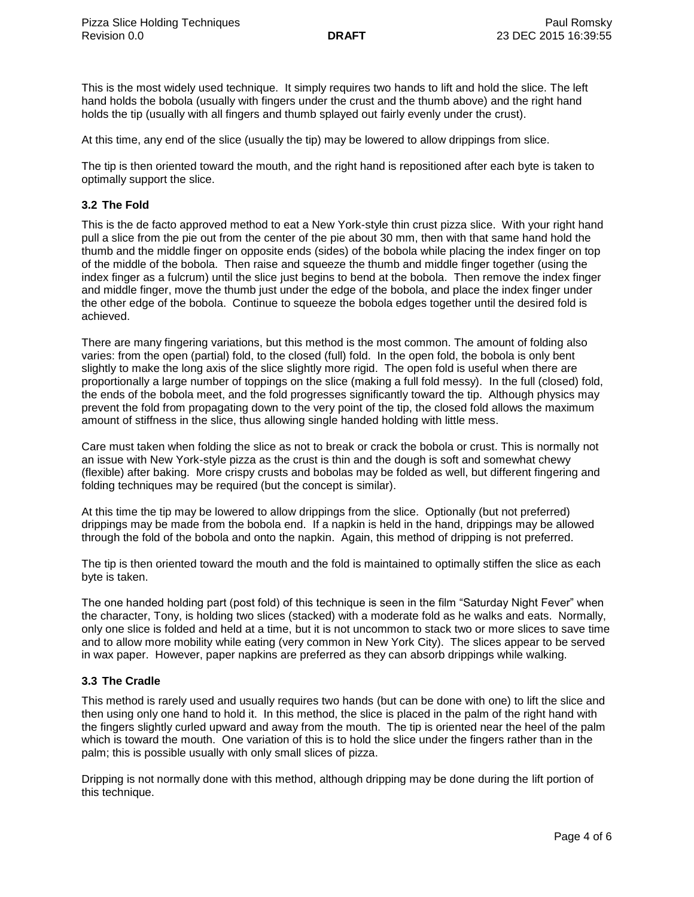This is the most widely used technique. It simply requires two hands to lift and hold the slice. The left hand holds the bobola (usually with fingers under the crust and the thumb above) and the right hand holds the tip (usually with all fingers and thumb splayed out fairly evenly under the crust).

At this time, any end of the slice (usually the tip) may be lowered to allow drippings from slice.

The tip is then oriented toward the mouth, and the right hand is repositioned after each byte is taken to optimally support the slice.

### 3.2 The Fold

This is the de facto approved method to eat a New York-style thin crust pizza slice. With your right hand pull a slice from the pie out from the center of the pie about 30 mm, then with that same hand hold the thumb and the middle finger on opposite ends (sides) of the bobola while placing the index finger on top of the middle of the bobola. Then raise and squeeze the thumb and middle finger together (using the index finger as a fulcrum) until the slice just begins to bend at the bobola. Then remove the index finger and middle finger, move the thumb just under the edge of the bobola, and place the index finger under the other edge of the bobola. Continue to squeeze the bobola edges together until the desired fold is achieved.

There are many fingering variations, but this method is the most common. The amount of folding also varies: from the open (partial) fold, to the closed (full) fold. In the open fold, the bobola is only bent slightly to make the long axis of the slice slightly more rigid. The open fold is useful when there are proportionally a large number of toppings on the slice (making a full fold messy). In the full (closed) fold, the ends of the bobola meet, and the fold progresses significantly toward the tip. Although physics may prevent the fold from propagating down to the very point of the tip, the closed fold allows the maximum amount of stiffness in the slice, thus allowing single handed holding with little mess.

Care must taken when folding the slice as not to break or crack the bobola or crust. This is normally not an issue with New York-style pizza as the crust is thin and the dough is soft and somewhat chewy (flexible) after baking. More crispy crusts and bobolas may be folded as well, but different fingering and folding techniques may be required (but the concept is similar).

At this time the tip may be lowered to allow drippings from the slice. Optionally (but not preferred) drippings may be made from the bobola end. If a napkin is held in the hand, drippings may be allowed through the fold of the bobola and onto the napkin. Again, this method of dripping is not preferred.

The tip is then oriented toward the mouth and the fold is maintained to optimally stiffen the slice as each byte is taken.

The one handed holding part (post fold) of this technique is seen in the film "Saturday Night Fever" when the character, Tony, is holding two slices (stacked) with a moderate fold as he walks and eats. Normally, only one slice is folded and held at a time, but it is not uncommon to stack two or more slices to save time and to allow more mobility while eating (very common in New York City). The slices appear to be served in wax paper. However, paper napkins are preferred as they can absorb drippings while walking.

### 3.3 The Cradle

This method is rarely used and usually requires two hands (but can be done with one) to lift the slice and then using only one hand to hold it. In this method, the slice is placed in the palm of the right hand with the fingers slightly curled upward and away from the mouth. The tip is oriented near the heel of the palm which is toward the mouth. One variation of this is to hold the slice under the fingers rather than in the palm; this is possible usually with only small slices of pizza.

Dripping is not normally done with this method, although dripping may be done during the lift portion of this technique.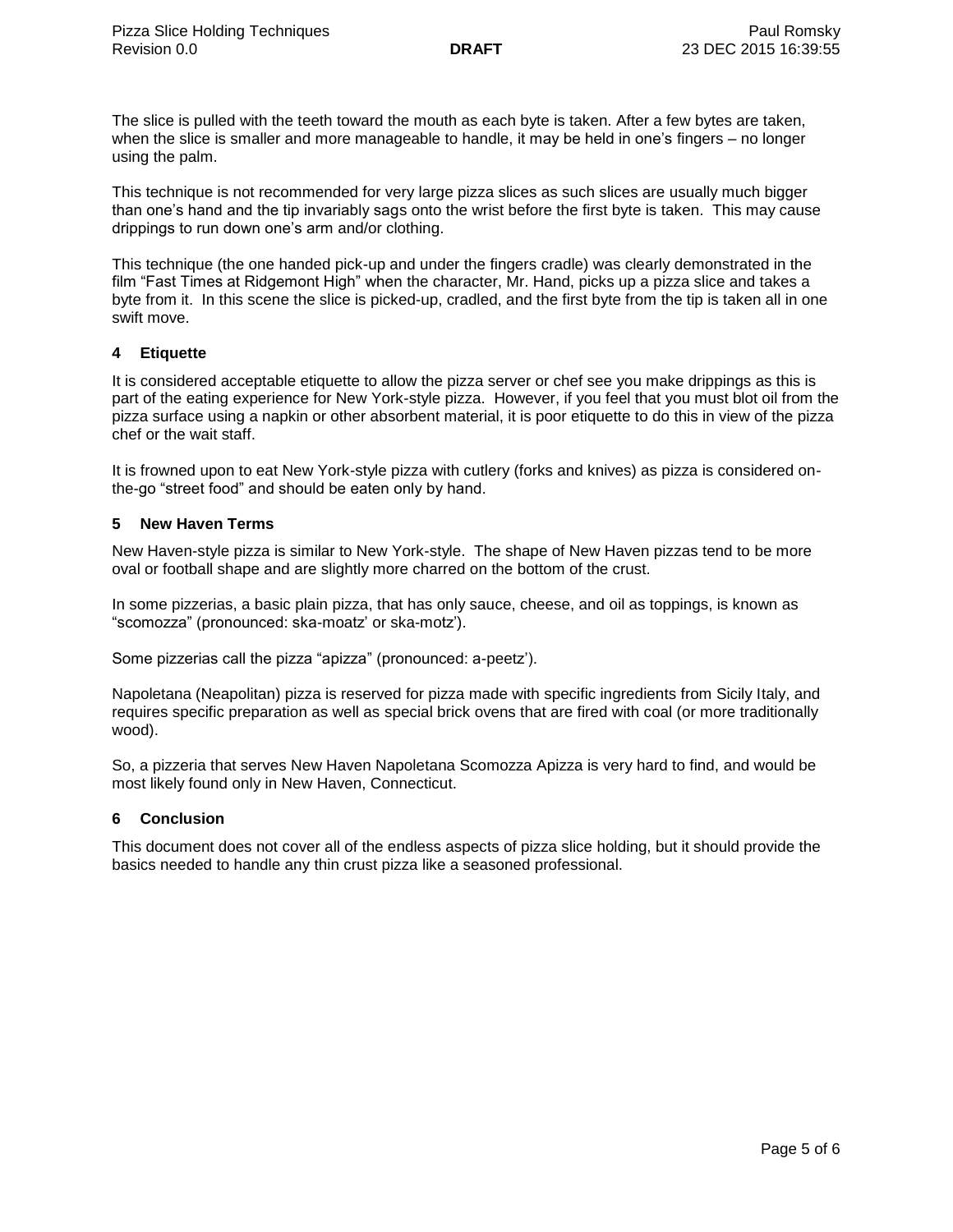The slice is pulled with the teeth toward the mouth as each byte is taken. After a few bytes are taken, when the slice is smaller and more manageable to handle, it may be held in one's fingers – no longer using the palm.

This technique is not recommended for very large pizza slices as such slices are usually much bigger than one's hand and the tip invariably sags onto the wrist before the first byte is taken. This may cause drippings to run down one's arm and/or clothing.

This technique (the one handed pick-up and under the fingers cradle) was clearly demonstrated in the film "Fast Times at Ridgemont High" when the character, Mr. Hand, picks up a pizza slice and takes a byte from it. In this scene the slice is picked-up, cradled, and the first byte from the tip is taken all in one swift move.

## 4 Etiquette

It is considered acceptable etiquette to allow the pizza server or chef see you make drippings as this is part of the eating experience for New York-style pizza. However, if you feel that you must blot oil from the pizza surface using a napkin or other absorbent material, it is poor etiquette to do this in view of the pizza chef or the wait staff.

It is frowned upon to eat New York-style pizza with cutlery (forks and knives) as pizza is considered on-the-go "street food" and should be eaten only by hand.

## 5 New Haven Terms

New Haven-style pizza is similar to New York-style. The shape of New Haven pizzas tend to be more oval or football shape and are slightly more charred on the bottom of the crust.

In some pizzerias, a basic plain pizza, that has only sauce, cheese, and oil as toppings, is known as "scomozza" (pronounced: ska-moatz' or ska-motz').

Some pizzerias call the pizza "apizza" (pronounced: a-peetz').

Napoletana (Neapolitan) pizza is reserved for pizza made with specific ingredients from Sicily Italy, and requires specific preparation as well as special brick ovens that are fired with coal (or more traditionally wood).

So, a pizzeria that serves New Haven Napoletana Scomozza Apizza is very hard to find, and would be most likely found only in New Haven, Connecticut.

## 6 Conclusion

This document does not cover all of the endless aspects of pizza slice holding, but it should provide the basics needed to handle any thin crust pizza like a seasoned professional.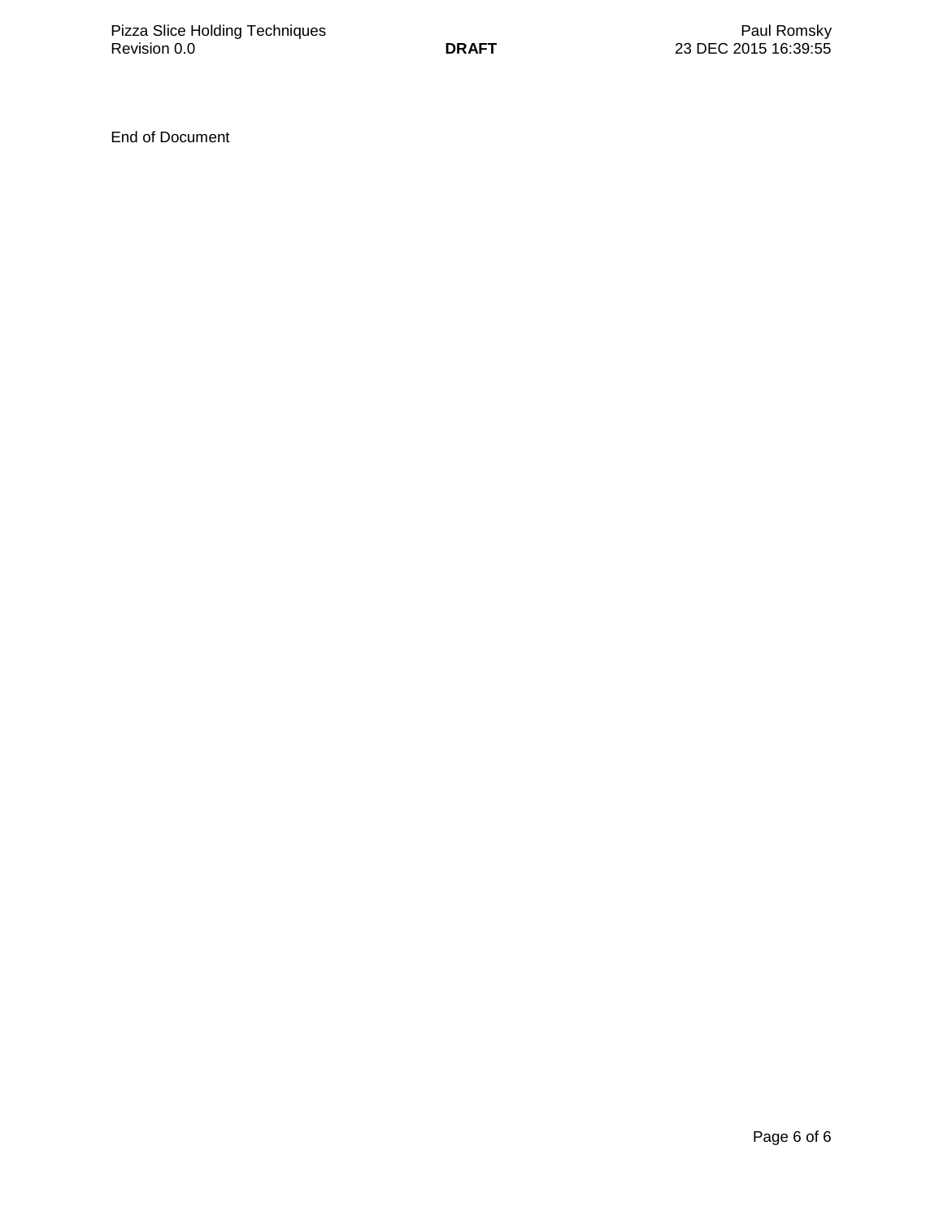End of Document